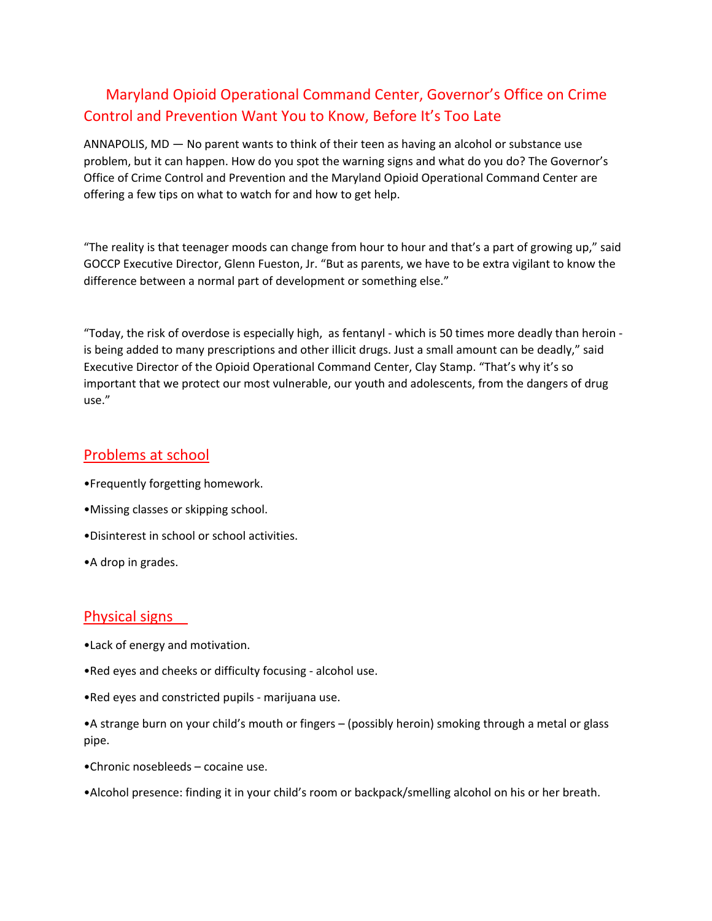# Maryland Opioid Operational Command Center, Governor's Office on Crime Control and Prevention Want You to Know, Before It's Too Late

ANNAPOLIS, MD — No parent wants to think of their teen as having an alcohol or substance use problem, but it can happen. How do you spot the warning signs and what do you do? The Governor's Office of Crime Control and Prevention and the Maryland Opioid Operational Command Center are offering a few tips on what to watch for and how to get help.

"The reality is that teenager moods can change from hour to hour and that's a part of growing up," said GOCCP Executive Director, Glenn Fueston, Jr. "But as parents, we have to be extra vigilant to know the difference between a normal part of development or something else."

"Today, the risk of overdose is especially high, as fentanyl - which is 50 times more deadly than heroin - is being added to many prescriptions and other illicit drugs. Just a small amount can be deadly," said Executive Director of the Opioid Operational Command Center, Clay Stamp. "That's why it's so important that we protect our most vulnerable, our youth and adolescents, from the dangers of drug use."

## Problems at school

- Frequently forgetting homework.
- Missing classes or skipping school.
- Disinterest in school or school activities.
- A drop in grades.

## Physical signs

- Lack of energy and motivation.
- Red eyes and cheeks or difficulty focusing - alcohol use.
- Red eyes and constricted pupils - marijuana use.
- A strange burn on your child's mouth or fingers – (possibly heroin) smoking through a metal or glass pipe.
- Chronic nosebleeds – cocaine use.
- Alcohol presence: finding it in your child's room or backpack/smelling alcohol on his or her breath.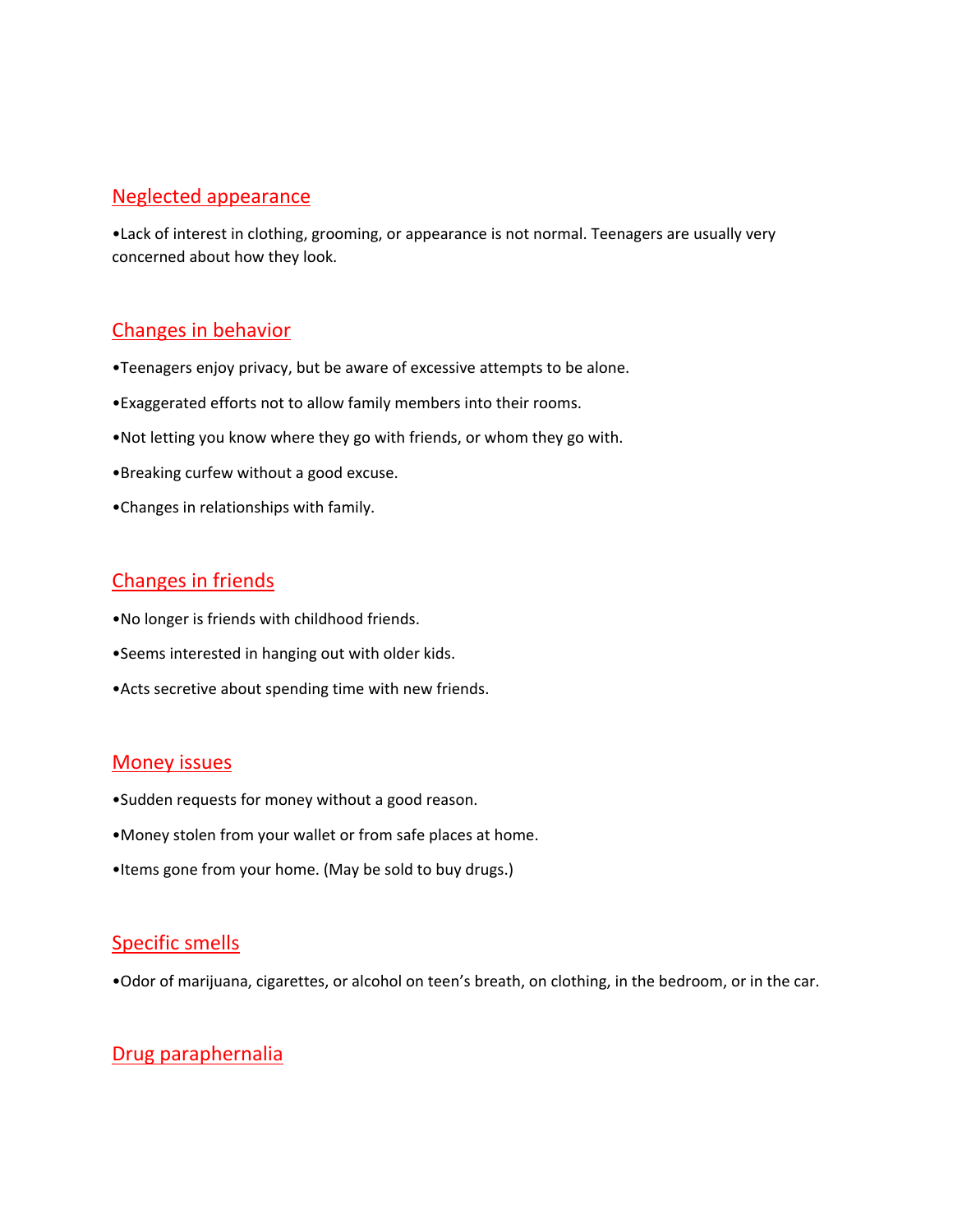## Neglected appearance

•Lack of interest in clothing, grooming, or appearance is not normal. Teenagers are usually very concerned about how they look.

## Changes in behavior

•Teenagers enjoy privacy, but be aware of excessive attempts to be alone.

•Exaggerated efforts not to allow family members into their rooms.

•Not letting you know where they go with friends, or whom they go with.

•Breaking curfew without a good excuse.

•Changes in relationships with family.

## Changes in friends

•No longer is friends with childhood friends.

•Seems interested in hanging out with older kids.

•Acts secretive about spending time with new friends.

## Money issues

•Sudden requests for money without a good reason.

•Money stolen from your wallet or from safe places at home.

•Items gone from your home. (May be sold to buy drugs.)

## Specific smells

•Odor of marijuana, cigarettes, or alcohol on teen's breath, on clothing, in the bedroom, or in the car.

## Drug paraphernalia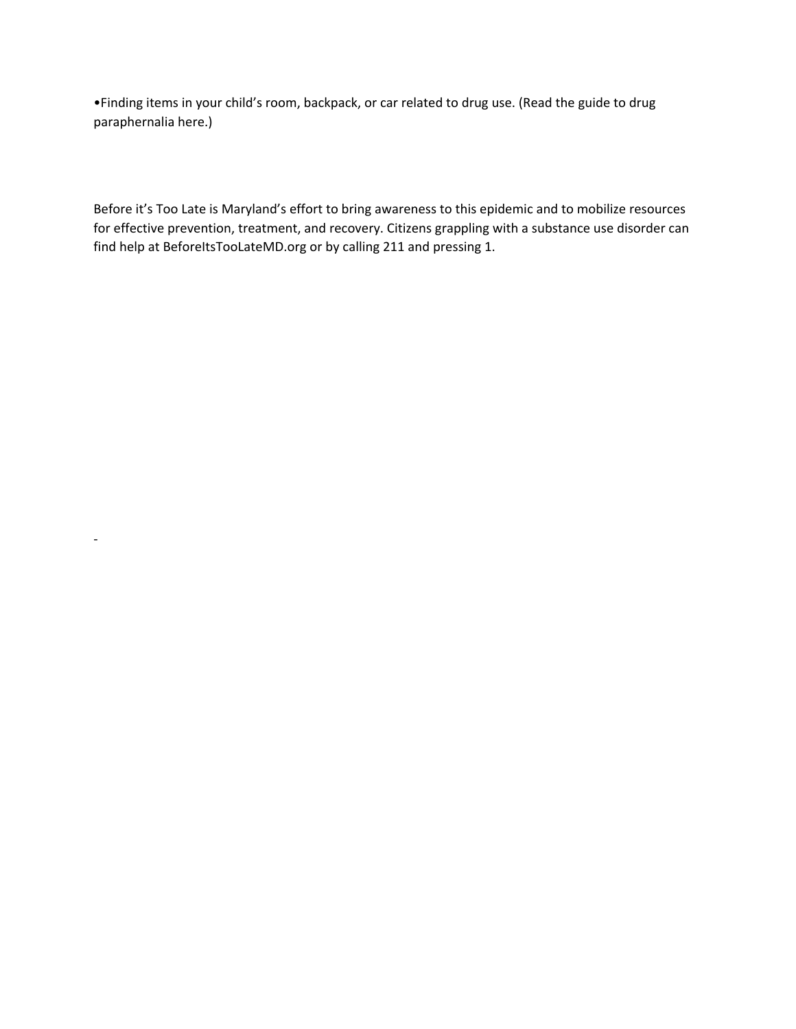•Finding items in your child's room, backpack, or car related to drug use. (Read the guide to drug paraphernalia here.)

Before it's Too Late is Maryland's effort to bring awareness to this epidemic and to mobilize resources for effective prevention, treatment, and recovery. Citizens grappling with a substance use disorder can find help at BeforeItsTooLateMD.org or by calling 211 and pressing 1.

-